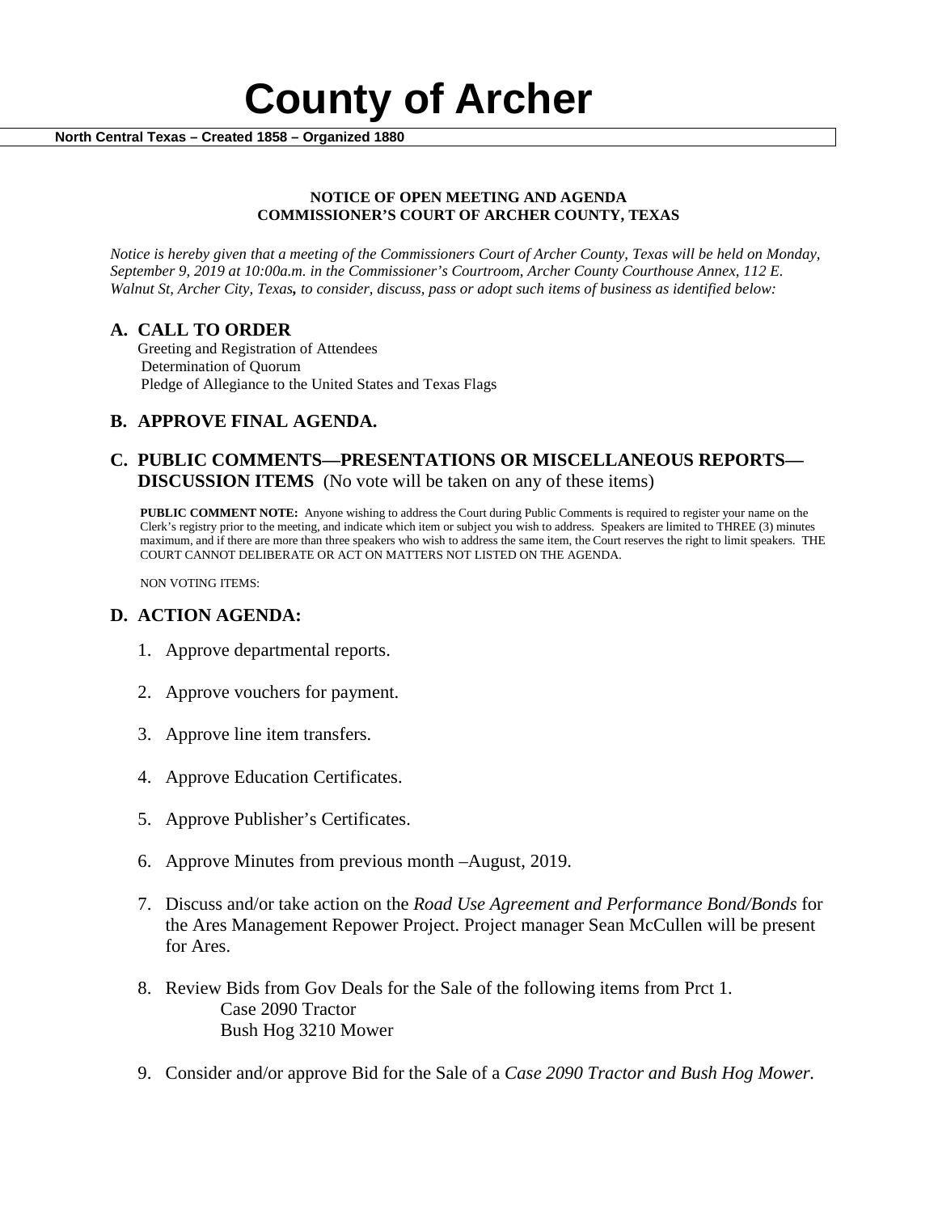# County of Archer

**North Central Texas – Created 1858 – Organized 1880**

**NOTICE OF OPEN MEETING AND AGENDA**
**COMMISSIONER'S COURT OF ARCHER COUNTY, TEXAS**

*Notice is hereby given that a meeting of the Commissioners Court of Archer County, Texas will be held on Monday, September 9, 2019 at 10:00a.m. in the Commissioner's Courtroom, Archer County Courthouse Annex, 112 E. Walnut St, Archer City, Texas, to consider, discuss, pass or adopt such items of business as identified below:*

## A. CALL TO ORDER

Greeting and Registration of Attendees
Determination of Quorum
Pledge of Allegiance to the United States and Texas Flags

## B. APPROVE FINAL AGENDA.

## C. PUBLIC COMMENTS—PRESENTATIONS OR MISCELLANEOUS REPORTS—DISCUSSION ITEMS (No vote will be taken on any of these items)

**PUBLIC COMMENT NOTE:** Anyone wishing to address the Court during Public Comments is required to register your name on the Clerk's registry prior to the meeting, and indicate which item or subject you wish to address. Speakers are limited to THREE (3) minutes maximum, and if there are more than three speakers who wish to address the same item, the Court reserves the right to limit speakers. THE COURT CANNOT DELIBERATE OR ACT ON MATTERS NOT LISTED ON THE AGENDA.

NON VOTING ITEMS:

## D. ACTION AGENDA:

1. Approve departmental reports.
2. Approve vouchers for payment.
3. Approve line item transfers.
4. Approve Education Certificates.
5. Approve Publisher's Certificates.
6. Approve Minutes from previous month –August, 2019.
7. Discuss and/or take action on the *Road Use Agreement and Performance Bond/Bonds* for the Ares Management Repower Project. Project manager Sean McCullen will be present for Ares.
8. Review Bids from Gov Deals for the Sale of the following items from Prct 1.
   Case 2090 Tractor
   Bush Hog 3210 Mower
9. Consider and/or approve Bid for the Sale of a *Case 2090 Tractor and Bush Hog Mower.*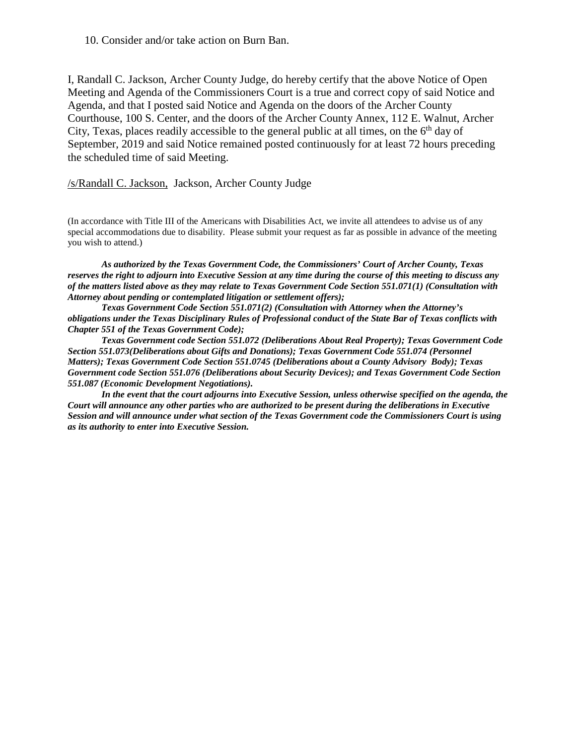10. Consider and/or take action on Burn Ban.

I, Randall C. Jackson, Archer County Judge, do hereby certify that the above Notice of Open Meeting and Agenda of the Commissioners Court is a true and correct copy of said Notice and Agenda, and that I posted said Notice and Agenda on the doors of the Archer County Courthouse, 100 S. Center, and the doors of the Archer County Annex, 112 E. Walnut, Archer City, Texas, places readily accessible to the general public at all times, on the 6th day of September, 2019 and said Notice remained posted continuously for at least 72 hours preceding the scheduled time of said Meeting.

/s/Randall C. Jackson, Jackson, Archer County Judge

(In accordance with Title III of the Americans with Disabilities Act, we invite all attendees to advise us of any special accommodations due to disability. Please submit your request as far as possible in advance of the meeting you wish to attend.)

***As authorized by the Texas Government Code, the Commissioners' Court of Archer County, Texas reserves the right to adjourn into Executive Session at any time during the course of this meeting to discuss any of the matters listed above as they may relate to Texas Government Code Section 551.071(1) (Consultation with Attorney about pending or contemplated litigation or settlement offers);***

***Texas Government Code Section 551.071(2) (Consultation with Attorney when the Attorney's obligations under the Texas Disciplinary Rules of Professional conduct of the State Bar of Texas conflicts with Chapter 551 of the Texas Government Code);***

***Texas Government code Section 551.072 (Deliberations About Real Property); Texas Government Code Section 551.073(Deliberations about Gifts and Donations); Texas Government Code 551.074 (Personnel Matters); Texas Government Code Section 551.0745 (Deliberations about a County Advisory Body); Texas Government code Section 551.076 (Deliberations about Security Devices); and Texas Government Code Section 551.087 (Economic Development Negotiations).***

***In the event that the court adjourns into Executive Session, unless otherwise specified on the agenda, the Court will announce any other parties who are authorized to be present during the deliberations in Executive Session and will announce under what section of the Texas Government code the Commissioners Court is using as its authority to enter into Executive Session.***